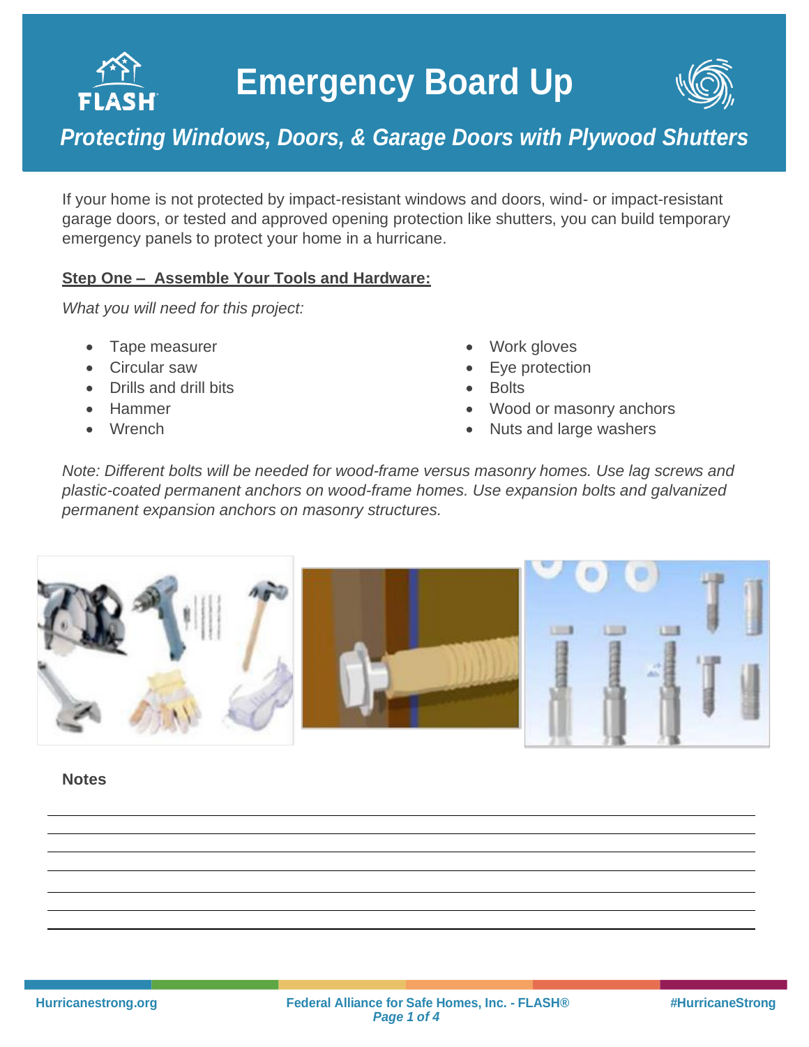# Emergency Board Up

## *Protecting Windows, Doors, & Garage Doors with Plywood Shutters*

If your home is not protected by impact-resistant windows and doors, wind- or impact-resistant garage doors, or tested and approved opening protection like shutters, you can build temporary emergency panels to protect your home in a hurricane.

**Step One – Assemble Your Tools and Hardware:**

*What you will need for this project:*

- Tape measurer
- Circular saw
- Drills and drill bits
- Hammer
- Wrench
- Work gloves
- Eye protection
- Bolts
- Wood or masonry anchors
- Nuts and large washers

*Note: Different bolts will be needed for wood-frame versus masonry homes. Use lag screws and plastic-coated permanent anchors on wood-frame homes. Use expansion bolts and galvanized permanent expansion anchors on masonry structures.*

**Notes**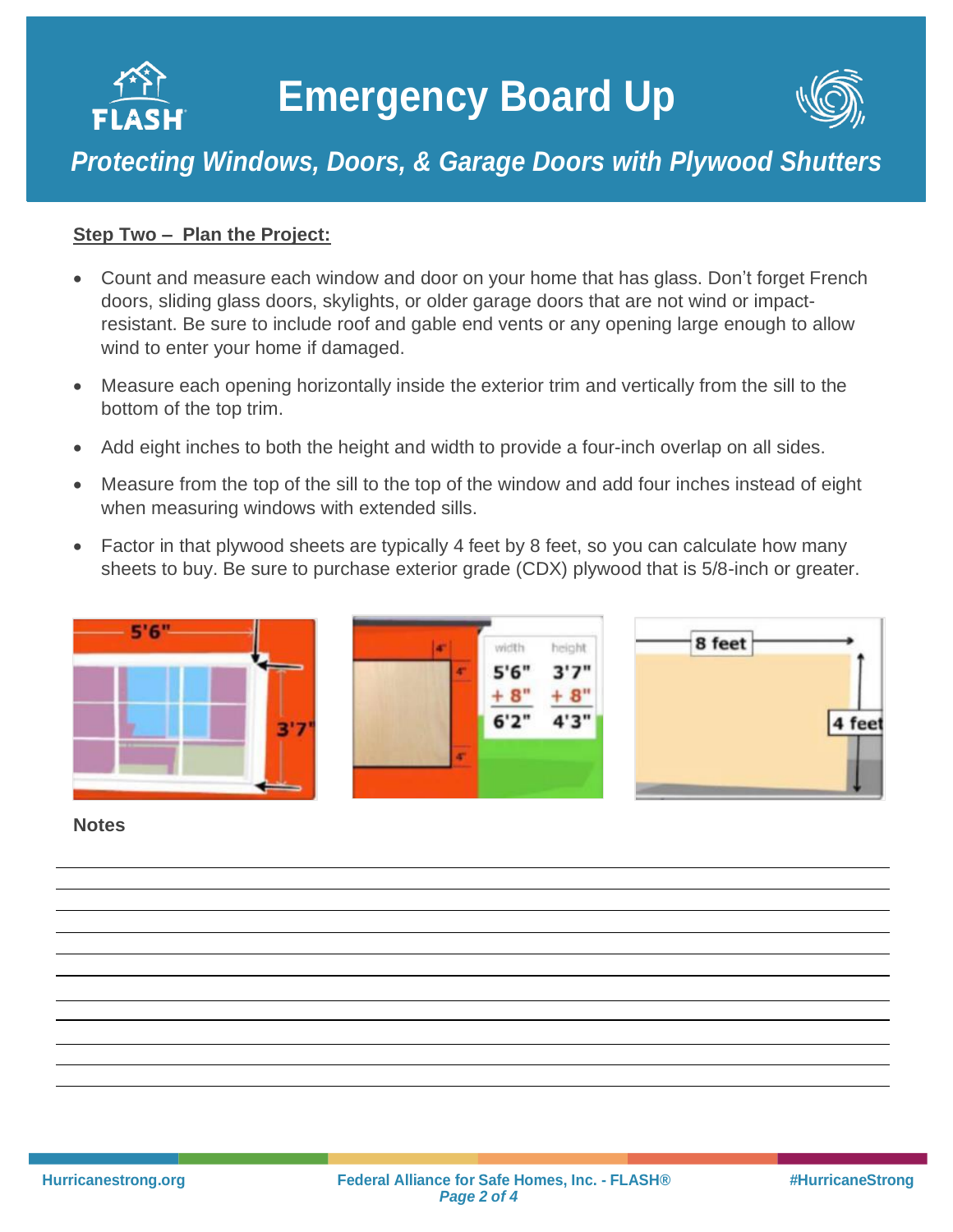# Emergency Board Up

*Protecting Windows, Doors, & Garage Doors with Plywood Shutters*

**Step Two – Plan the Project:**

- Count and measure each window and door on your home that has glass. Don't forget French doors, sliding glass doors, skylights, or older garage doors that are not wind or impact-resistant. Be sure to include roof and gable end vents or any opening large enough to allow wind to enter your home if damaged.
- Measure each opening horizontally inside the exterior trim and vertically from the sill to the bottom of the top trim.
- Add eight inches to both the height and width to provide a four-inch overlap on all sides.
- Measure from the top of the sill to the top of the window and add four inches instead of eight when measuring windows with extended sills.
- Factor in that plywood sheets are typically 4 feet by 8 feet, so you can calculate how many sheets to buy. Be sure to purchase exterior grade (CDX) plywood that is 5/8-inch or greater.

**Notes**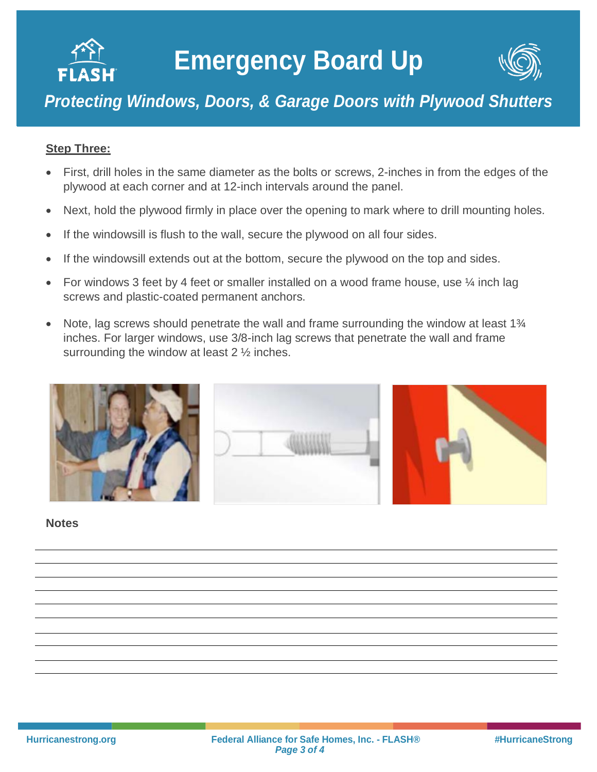# Emergency Board Up

## *Protecting Windows, Doors, & Garage Doors with Plywood Shutters*

**Step Three:**

- First, drill holes in the same diameter as the bolts or screws, 2-inches in from the edges of the plywood at each corner and at 12-inch intervals around the panel.
- Next, hold the plywood firmly in place over the opening to mark where to drill mounting holes.
- If the windowsill is flush to the wall, secure the plywood on all four sides.
- If the windowsill extends out at the bottom, secure the plywood on the top and sides.
- For windows 3 feet by 4 feet or smaller installed on a wood frame house, use ¼ inch lag screws and plastic-coated permanent anchors.
- Note, lag screws should penetrate the wall and frame surrounding the window at least 1¾ inches. For larger windows, use 3/8-inch lag screws that penetrate the wall and frame surrounding the window at least 2 ½ inches.

**Notes**

Hurricanestrong.org | Federal Alliance for Safe Homes, Inc. - FLASH® | #HurricaneStrong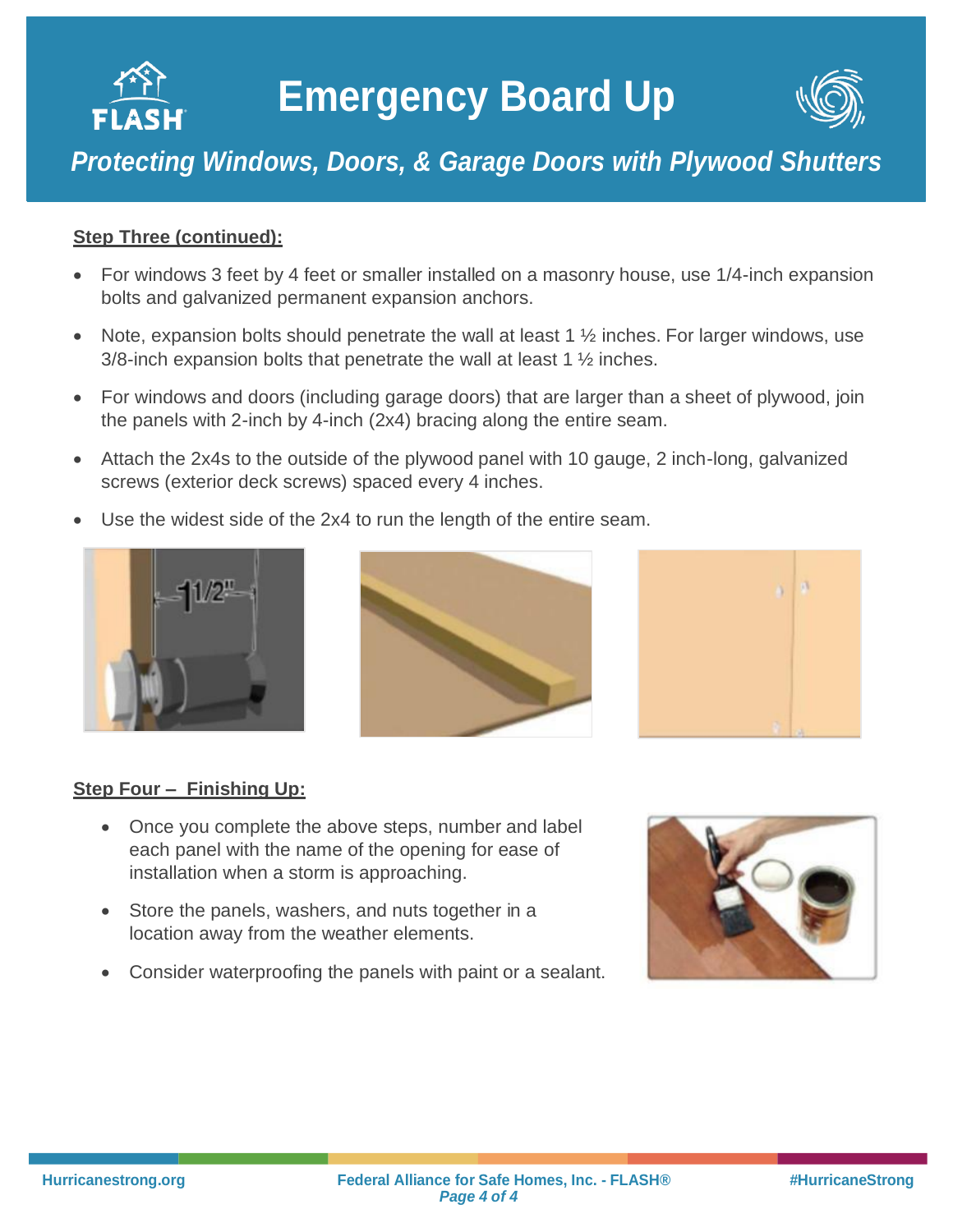# Emergency Board Up

*Protecting Windows, Doors, & Garage Doors with Plywood Shutters*

**Step Three (continued):**

- For windows 3 feet by 4 feet or smaller installed on a masonry house, use 1/4-inch expansion bolts and galvanized permanent expansion anchors.
- Note, expansion bolts should penetrate the wall at least 1 ½ inches. For larger windows, use 3/8-inch expansion bolts that penetrate the wall at least 1 ½ inches.
- For windows and doors (including garage doors) that are larger than a sheet of plywood, join the panels with 2-inch by 4-inch (2x4) bracing along the entire seam.
- Attach the 2x4s to the outside of the plywood panel with 10 gauge, 2 inch-long, galvanized screws (exterior deck screws) spaced every 4 inches.
- Use the widest side of the 2x4 to run the length of the entire seam.

**Step Four – Finishing Up:**

- Once you complete the above steps, number and label each panel with the name of the opening for ease of installation when a storm is approaching.
- Store the panels, washers, and nuts together in a location away from the weather elements.
- Consider waterproofing the panels with paint or a sealant.